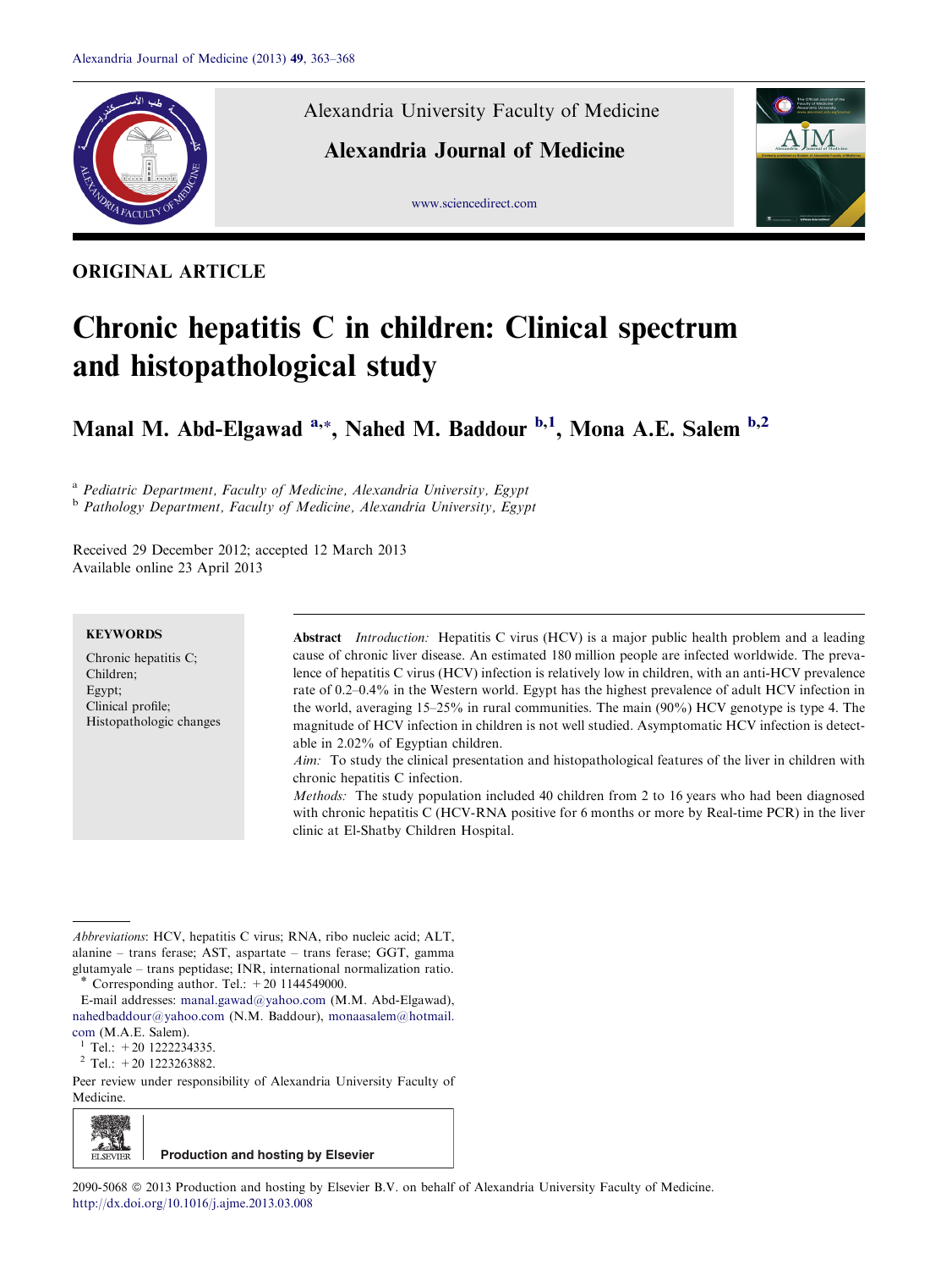ORIGINAL ARTICLE

# Chronic hepatitis C in children: Clinical spectrum and histopathological study

**Manal M. Abd-Elgawad [a,*], Nahed M. Baddour [b,1], Mona A.E. Salem [b,2]**

[a] *Pediatric Department, Faculty of Medicine, Alexandria University, Egypt*
[b] *Pathology Department, Faculty of Medicine, Alexandria University, Egypt*

Received 29 December 2012; accepted 12 March 2013
Available online 23 April 2013

**KEYWORDS**

Chronic hepatitis C;
Children;
Egypt;
Clinical profile;
Histopathologic changes

**Abstract** *Introduction:* Hepatitis C virus (HCV) is a major public health problem and a leading cause of chronic liver disease. An estimated 180 million people are infected worldwide. The prevalence of hepatitis C virus (HCV) infection is relatively low in children, with an anti-HCV prevalence rate of 0.2–0.4% in the Western world. Egypt has the highest prevalence of adult HCV infection in the world, averaging 15–25% in rural communities. The main (90%) HCV genotype is type 4. The magnitude of HCV infection in children is not well studied. Asymptomatic HCV infection is detectable in 2.02% of Egyptian children.

*Aim:* To study the clinical presentation and histopathological features of the liver in children with chronic hepatitis C infection.

*Methods:* The study population included 40 children from 2 to 16 years who had been diagnosed with chronic hepatitis C (HCV-RNA positive for 6 months or more by Real-time PCR) in the liver clinic at El-Shatby Children Hospital.

*Abbreviations*: HCV, hepatitis C virus; RNA, ribo nucleic acid; ALT, alanine – trans ferase; AST, aspartate – trans ferase; GGT, gamma glutamyale – trans peptidase; INR, international normalization ratio.

\* Corresponding author. Tel.: +20 1144549000.

E-mail addresses: manal.gawad@yahoo.com (M.M. Abd-Elgawad), nahedbaddour@yahoo.com (N.M. Baddour), monaasalem@hotmail.com (M.A.E. Salem).

[1] Tel.: +20 1222234335.

[2] Tel.: +20 1223263882.

Peer review under responsibility of Alexandria University Faculty of Medicine.

Production and hosting by Elsevier

2090-5068 © 2013 Production and hosting by Elsevier B.V. on behalf of Alexandria University Faculty of Medicine.
http://dx.doi.org/10.1016/j.ajme.2013.03.008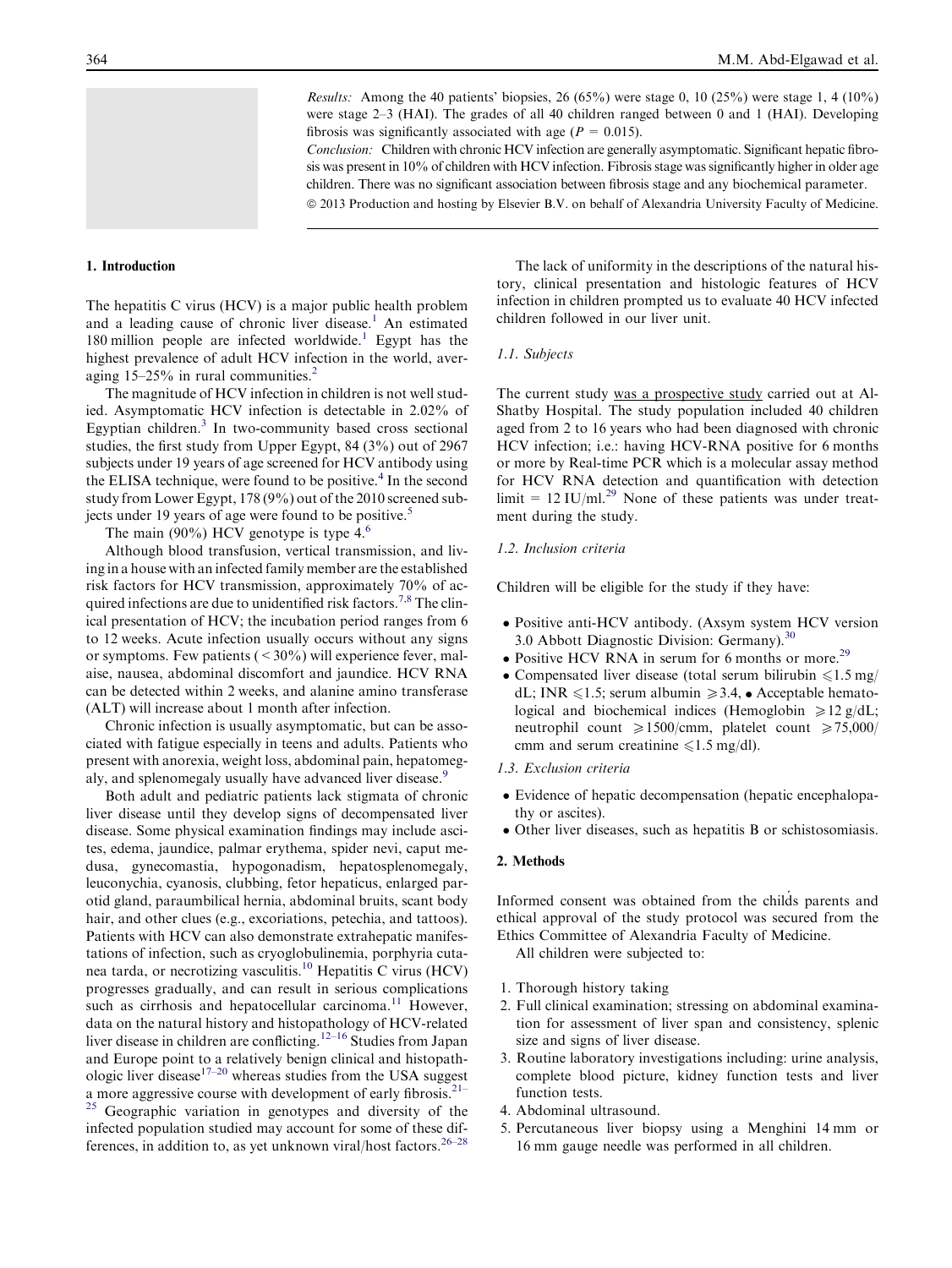*Results:* Among the 40 patients' biopsies, 26 (65%) were stage 0, 10 (25%) were stage 1, 4 (10%) were stage 2–3 (HAI). The grades of all 40 children ranged between 0 and 1 (HAI). Developing fibrosis was significantly associated with age ($P = 0.015$).

*Conclusion:* Children with chronic HCV infection are generally asymptomatic. Significant hepatic fibrosis was present in 10% of children with HCV infection. Fibrosis stage was significantly higher in older age children. There was no significant association between fibrosis stage and any biochemical parameter.

© 2013 Production and hosting by Elsevier B.V. on behalf of Alexandria University Faculty of Medicine.

## 1. Introduction

The hepatitis C virus (HCV) is a major public health problem and a leading cause of chronic liver disease.[1] An estimated 180 million people are infected worldwide.[1] Egypt has the highest prevalence of adult HCV infection in the world, averaging 15–25% in rural communities.[2]

The magnitude of HCV infection in children is not well studied. Asymptomatic HCV infection is detectable in 2.02% of Egyptian children.[3] In two-community based cross sectional studies, the first study from Upper Egypt, 84 (3%) out of 2967 subjects under 19 years of age screened for HCV antibody using the ELISA technique, were found to be positive.[4] In the second study from Lower Egypt, 178 (9%) out of the 2010 screened subjects under 19 years of age were found to be positive.[5]

The main (90%) HCV genotype is type 4.[6]

Although blood transfusion, vertical transmission, and living in a house with an infected family member are the established risk factors for HCV transmission, approximately 70% of acquired infections are due to unidentified risk factors.[7,8] The clinical presentation of HCV; the incubation period ranges from 6 to 12 weeks. Acute infection usually occurs without any signs or symptoms. Few patients (< 30%) will experience fever, malaise, nausea, abdominal discomfort and jaundice. HCV RNA can be detected within 2 weeks, and alanine amino transferase (ALT) will increase about 1 month after infection.

Chronic infection is usually asymptomatic, but can be associated with fatigue especially in teens and adults. Patients who present with anorexia, weight loss, abdominal pain, hepatomegaly, and splenomegaly usually have advanced liver disease.[9]

Both adult and pediatric patients lack stigmata of chronic liver disease until they develop signs of decompensated liver disease. Some physical examination findings may include ascites, edema, jaundice, palmar erythema, spider nevi, caput medusa, gynecomastia, hypogonadism, hepatosplenomegaly, leuconychia, cyanosis, clubbing, fetor hepaticus, enlarged parotid gland, paraumbilical hernia, abdominal bruits, scant body hair, and other clues (e.g., excoriations, petechia, and tattoos). Patients with HCV can also demonstrate extrahepatic manifestations of infection, such as cryoglobulinemia, porphyria cutanea tarda, or necrotizing vasculitis.[10] Hepatitis C virus (HCV) progresses gradually, and can result in serious complications such as cirrhosis and hepatocellular carcinoma.[11] However, data on the natural history and histopathology of HCV-related liver disease in children are conflicting.[12–16] Studies from Japan and Europe point to a relatively benign clinical and histopathologic liver disease[17–20] whereas studies from the USA suggest a more aggressive course with development of early fibrosis.[21–25] Geographic variation in genotypes and diversity of the infected population studied may account for some of these differences, in addition to, as yet unknown viral/host factors.[26–28]

The lack of uniformity in the descriptions of the natural history, clinical presentation and histologic features of HCV infection in children prompted us to evaluate 40 HCV infected children followed in our liver unit.

### 1.1. Subjects

The current study was a prospective study carried out at Al-Shatby Hospital. The study population included 40 children aged from 2 to 16 years who had been diagnosed with chronic HCV infection; i.e.: having HCV-RNA positive for 6 months or more by Real-time PCR which is a molecular assay method for HCV RNA detection and quantification with detection limit = 12 IU/ml.[29] None of these patients was under treatment during the study.

### 1.2. Inclusion criteria

Children will be eligible for the study if they have:

- Positive anti-HCV antibody. (Axsym system HCV version 3.0 Abbott Diagnostic Division: Germany).[30]
- Positive HCV RNA in serum for 6 months or more.[29]
- Compensated liver disease (total serum bilirubin $\leqslant 1.5$ mg/dL; INR $\leqslant 1.5$; serum albumin $\geqslant 3.4$, • Acceptable hematological and biochemical indices (Hemoglobin $\geqslant 12$ g/dL; neutrophil count $\geqslant 1500$/cmm, platelet count $\geqslant 75{,}000$/cmm and serum creatinine $\leqslant 1.5$ mg/dl).

### 1.3. Exclusion criteria

- Evidence of hepatic decompensation (hepatic encephalopathy or ascites).
- Other liver diseases, such as hepatitis B or schistosomiasis.

## 2. Methods

Informed consent was obtained from the child́s parents and ethical approval of the study protocol was secured from the Ethics Committee of Alexandria Faculty of Medicine.

All children were subjected to:

1. Thorough history taking
2. Full clinical examination; stressing on abdominal examination for assessment of liver span and consistency, splenic size and signs of liver disease.
3. Routine laboratory investigations including: urine analysis, complete blood picture, kidney function tests and liver function tests.
4. Abdominal ultrasound.
5. Percutaneous liver biopsy using a Menghini 14 mm or 16 mm gauge needle was performed in all children.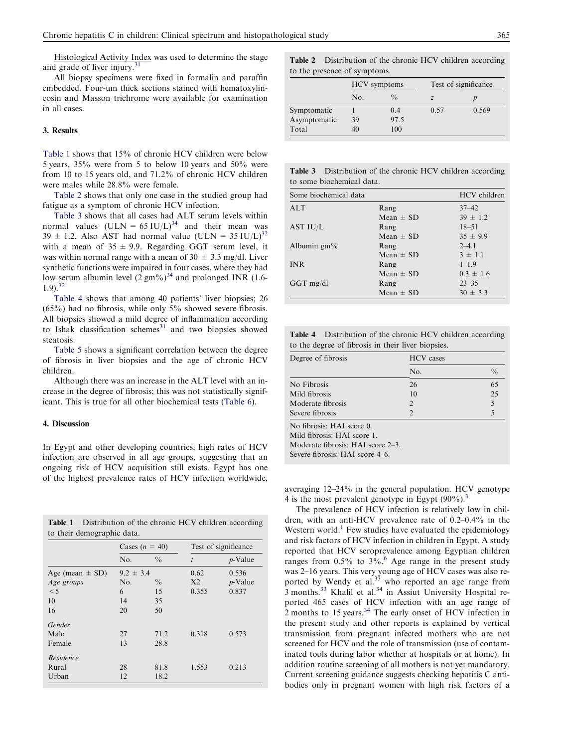Histological Activity Index was used to determine the stage and grade of liver injury.[31]

All biopsy specimens were fixed in formalin and paraffin embedded. Four-um thick sections stained with hematoxylin-eosin and Masson trichrome were available for examination in all cases.

## 3. Results

Table 1 shows that 15% of chronic HCV children were below 5 years, 35% were from 5 to below 10 years and 50% were from 10 to 15 years old, and 71.2% of chronic HCV children were males while 28.8% were female.

Table 2 shows that only one case in the studied group had fatigue as a symptom of chronic HCV infection.

Table 3 shows that all cases had ALT serum levels within normal values (ULN = 65 IU/L)[34] and their mean was 39 ± 1.2. Also AST had normal value (ULN = 35 IU/L)[32] with a mean of 35 ± 9.9. Regarding GGT serum level, it was within normal range with a mean of 30 ± 3.3 mg/dl. Liver synthetic functions were impaired in four cases, where they had low serum albumin level (2 gm%)[34] and prolonged INR (1.6-1.9).[32]

Table 4 shows that among 40 patients' liver biopsies; 26 (65%) had no fibrosis, while only 5% showed severe fibrosis. All biopsies showed a mild degree of inflammation according to Ishak classification schemes[31] and two biopsies showed steatosis.

Table 5 shows a significant correlation between the degree of fibrosis in liver biopsies and the age of chronic HCV children.

Although there was an increase in the ALT level with an increase in the degree of fibrosis; this was not statistically significant. This is true for all other biochemical tests (Table 6).

## 4. Discussion

In Egypt and other developing countries, high rates of HCV infection are observed in all age groups, suggesting that an ongoing risk of HCV acquisition still exists. Egypt has one of the highest prevalence rates of HCV infection worldwide, averaging 12–24% in the general population. HCV genotype 4 is the most prevalent genotype in Egypt (90%).[3]

The prevalence of HCV infection is relatively low in children, with an anti-HCV prevalence rate of 0.2–0.4% in the Western world.[1] Few studies have evaluated the epidemiology and risk factors of HCV infection in children in Egypt. A study reported that HCV seroprevalence among Egyptian children ranges from 0.5% to 3%.[6] Age range in the present study was 2–16 years. This very young age of HCV cases was also reported by Wendy et al.[33] who reported an age range from 3 months.[33] Khalil et al.[34] in Assiut University Hospital reported 465 cases of HCV infection with an age range of 2 months to 15 years.[34] The early onset of HCV infection in the present study and other reports is explained by vertical transmission from pregnant infected mothers who are not screened for HCV and the role of transmission (use of contaminated tools during labor whether at hospitals or at home). In addition routine screening of all mothers is not yet mandatory. Current screening guidance suggests checking hepatitis C antibodies only in pregnant women with high risk factors of a

**Table 1** Distribution of the chronic HCV children according to their demographic data.

| | Cases ($n$ = 40) | | Test of significance | |
|---|---|---|---|---|
| | No. | % | $t$ | $p$-Value |
| Age (mean ± SD) | 9.2 ± 3.4 | | 0.62 | 0.536 |
| *Age groups* | No. | % | X2 | $p$-Value |
| <5 | 6 | 15 | 0.355 | 0.837 |
| 10 | 14 | 35 | | |
| 16 | 20 | 50 | | |
| *Gender* | | | | |
| Male | 27 | 71.2 | 0.318 | 0.573 |
| Female | 13 | 28.8 | | |
| *Residence* | | | | |
| Rural | 28 | 81.8 | 1.553 | 0.213 |
| Urban | 12 | 18.2 | | |

**Table 2** Distribution of the chronic HCV children according to the presence of symptoms.

| | HCV symptoms | | Test of significance | |
|---|---|---|---|---|
| | No. | % | $z$ | $p$ |
| Symptomatic | 1 | 0.4 | 0.57 | 0.569 |
| Asymptomatic | 39 | 97.5 | | |
| Total | 40 | 100 | | |

**Table 3** Distribution of the chronic HCV children according to some biochemical data.

| Some biochemical data | | HCV children |
|---|---|---|
| ALT | Rang | 37–42 |
| | Mean ± SD | 39 ± 1.2 |
| AST IU/L | Rang | 18–51 |
| | Mean ± SD | 35 ± 9.9 |
| Albumin gm% | Rang | 2–4.1 |
| | Mean ± SD | 3 ± 1.1 |
| INR | Rang | 1–1.9 |
| | Mean ± SD | 0.3 ± 1.6 |
| GGT mg/dl | Rang | 23–35 |
| | Mean ± SD | 30 ± 3.3 |

**Table 4** Distribution of the chronic HCV children according to the degree of fibrosis in their liver biopsies.

| Degree of fibrosis | HCV cases | |
|---|---|---|
| | No. | % |
| No Fibrosis | 26 | 65 |
| Mild fibrosis | 10 | 25 |
| Moderate fibrosis | 2 | 5 |
| Severe fibrosis | 2 | 5 |

No fibrosis: HAI score 0.
Mild fibrosis: HAI score 1.
Moderate fibrosis: HAI score 2–3.
Severe fibrosis: HAI score 4–6.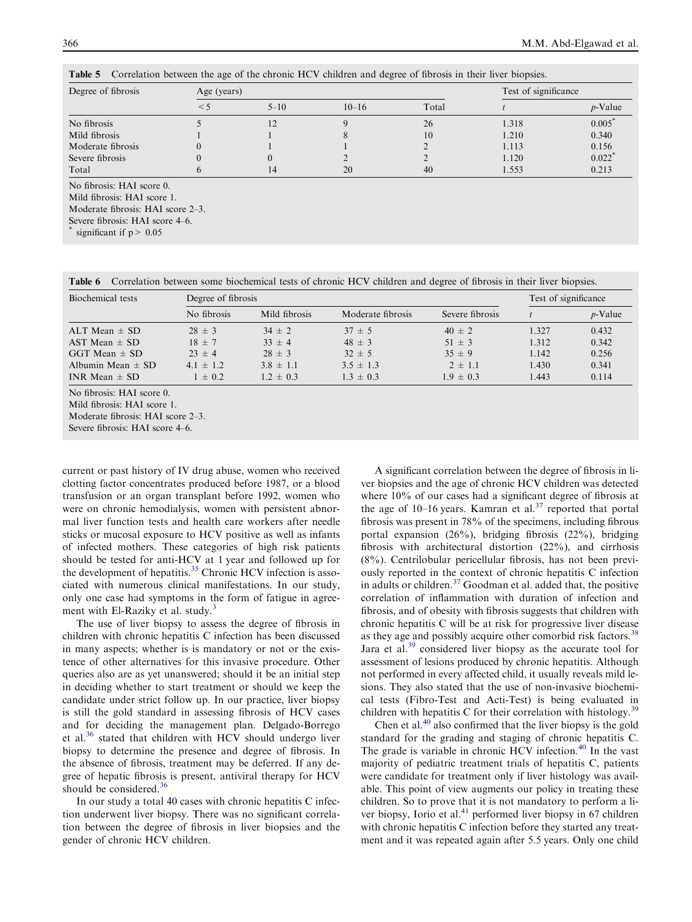**Table 5** Correlation between the age of the chronic HCV children and degree of fibrosis in their liver biopsies.

| Degree of fibrosis | Age (years) | | | | Test of significance | |
|---|---|---|---|---|---|---|
| | < 5 | 5–10 | 10–16 | Total | *t* | *p*-Value |
| No fibrosis | 5 | 12 | 9 | 26 | 1.318 | 0.005* |
| Mild fibrosis | 1 | 1 | 8 | 10 | 1.210 | 0.340 |
| Moderate fibrosis | 0 | 1 | 1 | 2 | 1.113 | 0.156 |
| Severe fibrosis | 0 | 0 | 2 | 2 | 1.120 | 0.022* |
| Total | 6 | 14 | 20 | 40 | 1.553 | 0.213 |

No fibrosis: HAI score 0.
Mild fibrosis: HAI score 1.
Moderate fibrosis: HAI score 2–3.
Severe fibrosis: HAI score 4–6.
\* significant if $p > 0.05$

**Table 6** Correlation between some biochemical tests of chronic HCV children and degree of fibrosis in their liver biopsies.

| Biochemical tests | Degree of fibrosis | | | | Test of significance | |
|---|---|---|---|---|---|---|
| | No fibrosis | Mild fibrosis | Moderate fibrosis | Severe fibrosis | *t* | *p*-Value |
| ALT Mean ± SD | 28 ± 3 | 34 ± 2 | 37 ± 5 | 40 ± 2 | 1.327 | 0.432 |
| AST Mean ± SD | 18 ± 7 | 33 ± 4 | 48 ± 3 | 51 ± 3 | 1.312 | 0.342 |
| GGT Mean ± SD | 23 ± 4 | 28 ± 3 | 32 ± 5 | 35 ± 9 | 1.142 | 0.256 |
| Albumin Mean ± SD | 4.1 ± 1.2 | 3.8 ± 1.1 | 3.5 ± 1.3 | 2 ± 1.1 | 1.430 | 0.341 |
| INR Mean ± SD | 1 ± 0.2 | 1.2 ± 0.3 | 1.3 ± 0.3 | 1.9 ± 0.3 | 1.443 | 0.114 |

No fibrosis: HAI score 0.
Mild fibrosis: HAI score 1.
Moderate fibrosis: HAI score 2–3.
Severe fibrosis: HAI score 4–6.

current or past history of IV drug abuse, women who received clotting factor concentrates produced before 1987, or a blood transfusion or an organ transplant before 1992, women who were on chronic hemodialysis, women with persistent abnormal liver function tests and health care workers after needle sticks or mucosal exposure to HCV positive as well as infants of infected mothers. These categories of high risk patients should be tested for anti-HCV at 1 year and followed up for the development of hepatitis.[35] Chronic HCV infection is associated with numerous clinical manifestations. In our study, only one case had symptoms in the form of fatigue in agreement with El-Raziky et al. study.[3]

The use of liver biopsy to assess the degree of fibrosis in children with chronic hepatitis C infection has been discussed in many aspects; whether is is mandatory or not or the existence of other alternatives for this invasive procedure. Other queries also are as yet unanswered; should it be an initial step in deciding whether to start treatment or should we keep the candidate under strict follow up. In our practice, liver biopsy is still the gold standard in assessing fibrosis of HCV cases and for deciding the management plan. Delgado-Borrego et al.[36] stated that children with HCV should undergo liver biopsy to determine the presence and degree of fibrosis. In the absence of fibrosis, treatment may be deferred. If any degree of hepatic fibrosis is present, antiviral therapy for HCV should be considered.[36]

In our study a total 40 cases with chronic hepatitis C infection underwent liver biopsy. There was no significant correlation between the degree of fibrosis in liver biopsies and the gender of chronic HCV children.

A significant correlation between the degree of fibrosis in liver biopsies and the age of chronic HCV children was detected where 10% of our cases had a significant degree of fibrosis at the age of 10–16 years. Kamran et al.[37] reported that portal fibrosis was present in 78% of the specimens, including fibrous portal expansion (26%), bridging fibrosis (22%), bridging fibrosis with architectural distortion (22%), and cirrhosis (8%). Centrilobular pericellular fibrosis, has not been previously reported in the context of chronic hepatitis C infection in adults or children.[37] Goodman et al. added that, the positive correlation of inflammation with duration of infection and fibrosis, and of obesity with fibrosis suggests that children with chronic hepatitis C will be at risk for progressive liver disease as they age and possibly acquire other comorbid risk factors.[38] Jara et al.[39] considered liver biopsy as the accurate tool for assessment of lesions produced by chronic hepatitis. Although not performed in every affected child, it usually reveals mild lesions. They also stated that the use of non-invasive biochemical tests (Fibro-Test and Acti-Test) is being evaluated in children with hepatitis C for their correlation with histology.[39]

Chen et al.[40] also confirmed that the liver biopsy is the gold standard for the grading and staging of chronic hepatitis C. The grade is variable in chronic HCV infection.[40] In the vast majority of pediatric treatment trials of hepatitis C, patients were candidate for treatment only if liver histology was available. This point of view augments our policy in treating these children. So to prove that it is not mandatory to perform a liver biopsy, Iorio et al.[41] performed liver biopsy in 67 children with chronic hepatitis C infection before they started any treatment and it was repeated again after 5.5 years. Only one child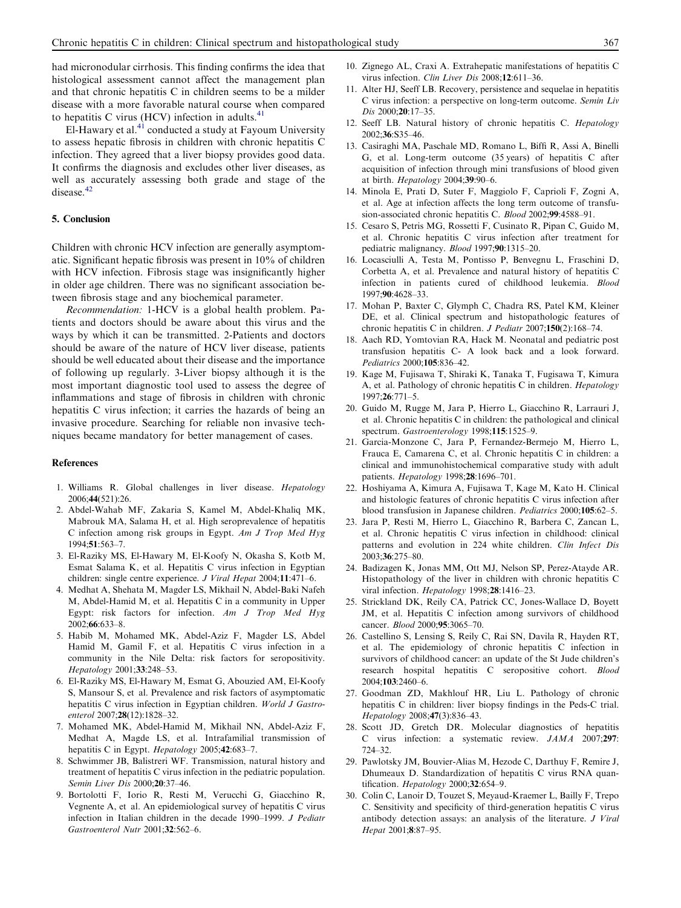had micronodular cirrhosis. This finding confirms the idea that histological assessment cannot affect the management plan and that chronic hepatitis C in children seems to be a milder disease with a more favorable natural course when compared to hepatitis C virus (HCV) infection in adults.[41]

El-Hawary et al.[41] conducted a study at Fayoum University to assess hepatic fibrosis in children with chronic hepatitis C infection. They agreed that a liver biopsy provides good data. It confirms the diagnosis and excludes other liver diseases, as well as accurately assessing both grade and stage of the disease.[42]

## 5. Conclusion

Children with chronic HCV infection are generally asymptomatic. Significant hepatic fibrosis was present in 10% of children with HCV infection. Fibrosis stage was insignificantly higher in older age children. There was no significant association between fibrosis stage and any biochemical parameter.

*Recommendation:* 1-HCV is a global health problem. Patients and doctors should be aware about this virus and the ways by which it can be transmitted. 2-Patients and doctors should be aware of the nature of HCV liver disease, patients should be well educated about their disease and the importance of following up regularly. 3-Liver biopsy although it is the most important diagnostic tool used to assess the degree of inflammations and stage of fibrosis in children with chronic hepatitis C virus infection; it carries the hazards of being an invasive procedure. Searching for reliable non invasive techniques became mandatory for better management of cases.

## References

1. Williams R. Global challenges in liver disease. *Hepatology* 2006;**44**(521):26.
2. Abdel-Wahab MF, Zakaria S, Kamel M, Abdel-Khaliq MK, Mabrouk MA, Salama H, et al. High seroprevalence of hepatitis C infection among risk groups in Egypt. *Am J Trop Med Hyg* 1994;**51**:563–7.
3. El-Raziky MS, El-Hawary M, El-Koofy N, Okasha S, Kotb M, Esmat Salama K, et al. Hepatitis C virus infection in Egyptian children: single centre experience. *J Viral Hepat* 2004;**11**:471–6.
4. Medhat A, Shehata M, Magder LS, Mikhail N, Abdel-Baki Nafeh M, Abdel-Hamid M, et al. Hepatitis C in a community in Upper Egypt: risk factors for infection. *Am J Trop Med Hyg* 2002;**66**:633–8.
5. Habib M, Mohamed MK, Abdel-Aziz F, Magder LS, Abdel Hamid M, Gamil F, et al. Hepatitis C virus infection in a community in the Nile Delta: risk factors for seropositivity. *Hepatology* 2001;**33**:248–53.
6. El-Raziky MS, El-Hawary M, Esmat G, Abouzied AM, El-Koofy S, Mansour S, et al. Prevalence and risk factors of asymptomatic hepatitis C virus infection in Egyptian children. *World J Gastroenterol* 2007;**28**(12):1828–32.
7. Mohamed MK, Abdel-Hamid M, Mikhail NN, Abdel-Aziz F, Medhat A, Magde LS, et al. Intrafamilial transmission of hepatitis C in Egypt. *Hepatology* 2005;**42**:683–7.
8. Schwimmer JB, Balistreri WF. Transmission, natural history and treatment of hepatitis C virus infection in the pediatric population. *Semin Liver Dis* 2000;**20**:37–46.
9. Bortolotti F, Iorio R, Resti M, Verucchi G, Giacchino R, Vegnente A, et al. An epidemiological survey of hepatitis C virus infection in Italian children in the decade 1990–1999. *J Pediatr Gastroenterol Nutr* 2001;**32**:562–6.
10. Zignego AL, Craxi A. Extrahepatic manifestations of hepatitis C virus infection. *Clin Liver Dis* 2008;**12**:611–36.
11. Alter HJ, Seeff LB. Recovery, persistence and sequelae in hepatitis C virus infection: a perspective on long-term outcome. *Semin Liv Dis* 2000;**20**:17–35.
12. Seeff LB. Natural history of chronic hepatitis C. *Hepatology* 2002;**36**:S35–46.
13. Casiraghi MA, Paschale MD, Romano L, Biffi R, Assi A, Binelli G, et al. Long-term outcome (35 years) of hepatitis C after acquisition of infection through mini transfusions of blood given at birth. *Hepatology* 2004;**39**:90–6.
14. Minola E, Prati D, Suter F, Maggiolo F, Caprioli F, Zogni A, et al. Age at infection affects the long term outcome of transfusion-associated chronic hepatitis C. *Blood* 2002;**99**:4588–91.
15. Cesaro S, Petris MG, Rossetti F, Cusinato R, Pipan C, Guido M, et al. Chronic hepatitis C virus infection after treatment for pediatric malignancy. *Blood* 1997;**90**:1315–20.
16. Locasciulli A, Testa M, Pontisso P, Benvegnu L, Fraschini D, Corbetta A, et al. Prevalence and natural history of hepatitis C infection in patients cured of childhood leukemia. *Blood* 1997;**90**:4628–33.
17. Mohan P, Baxter C, Glymph C, Chadra RS, Patel KM, Kleiner DE, et al. Clinical spectrum and histopathologic features of chronic hepatitis C in children. *J Pediatr* 2007;**150**(2):168–74.
18. Aach RD, Yomtovian RA, Hack M. Neonatal and pediatric post transfusion hepatitis C- A look back and a look forward. *Pediatrics* 2000;**105**:836–42.
19. Kage M, Fujisawa T, Shiraki K, Tanaka T, Fugisawa T, Kimura A, et al. Pathology of chronic hepatitis C in children. *Hepatology* 1997;**26**:771–5.
20. Guido M, Rugge M, Jara P, Hierro L, Giacchino R, Larrauri J, et al. Chronic hepatitis C in children: the pathological and clinical spectrum. *Gastroenterology* 1998;**115**:1525–9.
21. Garcia-Monzone C, Jara P, Fernandez-Bermejo M, Hierro L, Frauca E, Camarena C, et al. Chronic hepatitis C in children: a clinical and immunohistochemical comparative study with adult patients. *Hepatology* 1998;**28**:1696–701.
22. Hoshiyama A, Kimura A, Fujisawa T, Kage M, Kato H. Clinical and histologic features of chronic hepatitis C virus infection after blood transfusion in Japanese children. *Pediatrics* 2000;**105**:62–5.
23. Jara P, Resti M, Hierro L, Giacchino R, Barbera C, Zancan L, et al. Chronic hepatitis C virus infection in childhood: clinical patterns and evolution in 224 white children. *Clin Infect Dis* 2003;**36**:275–80.
24. Badizagen K, Jonas MM, Ott MJ, Nelson SP, Perez-Atayde AR. Histopathology of the liver in children with chronic hepatitis C viral infection. *Hepatology* 1998;**28**:1416–23.
25. Strickland DK, Reily CA, Patrick CC, Jones-Wallace D, Boyett JM, et al. Hepatitis C infection among survivors of childhood cancer. *Blood* 2000;**95**:3065–70.
26. Castellino S, Lensing S, Reily C, Rai SN, Davila R, Hayden RT, et al. The epidemiology of chronic hepatitis C infection in survivors of childhood cancer: an update of the St Jude children's research hospital hepatitis C seropositive cohort. *Blood* 2004;**103**:2460–6.
27. Goodman ZD, Makhlouf HR, Liu L. Pathology of chronic hepatitis C in children: liver biopsy findings in the Peds-C trial. *Hepatology* 2008;**47**(3):836–43.
28. Scott JD, Gretch DR. Molecular diagnostics of hepatitis C virus infection: a systematic review. *JAMA* 2007;**297**: 724–32.
29. Pawlotsky JM, Bouvier-Alias M, Hezode C, Darthuy F, Remire J, Dhumeaux D. Standardization of hepatitis C virus RNA quantification. *Hepatology* 2000;**32**:654–9.
30. Colin C, Lanoir D, Touzet S, Meyaud-Kraemer L, Bailly F, Trepo C. Sensitivity and specificity of third-generation hepatitis C virus antibody detection assays: an analysis of the literature. *J Viral Hepat* 2001;**8**:87–95.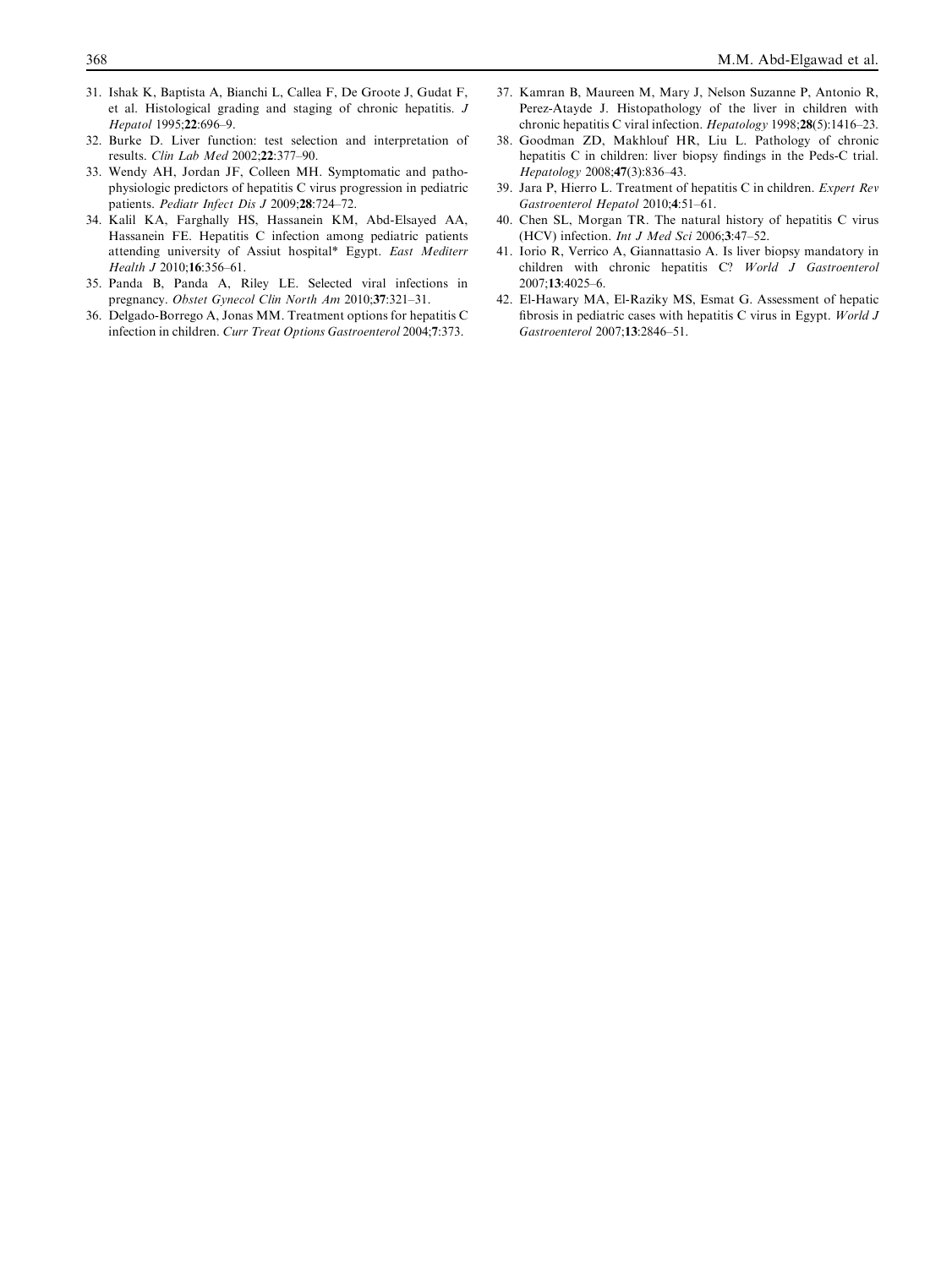31. Ishak K, Baptista A, Bianchi L, Callea F, De Groote J, Gudat F, et al. Histological grading and staging of chronic hepatitis. *J Hepatol* 1995;**22**:696–9.
32. Burke D. Liver function: test selection and interpretation of results. *Clin Lab Med* 2002;**22**:377–90.
33. Wendy AH, Jordan JF, Colleen MH. Symptomatic and pathophysiologic predictors of hepatitis C virus progression in pediatric patients. *Pediatr Infect Dis J* 2009;**28**:724–72.
34. Kalil KA, Farghally HS, Hassanein KM, Abd-Elsayed AA, Hassanein FE. Hepatitis C infection among pediatric patients attending university of Assiut hospital* Egypt. *East Mediterr Health J* 2010;**16**:356–61.
35. Panda B, Panda A, Riley LE. Selected viral infections in pregnancy. *Obstet Gynecol Clin North Am* 2010;**37**:321–31.
36. Delgado-Borrego A, Jonas MM. Treatment options for hepatitis C infection in children. *Curr Treat Options Gastroenterol* 2004;**7**:373.
37. Kamran B, Maureen M, Mary J, Nelson Suzanne P, Antonio R, Perez-Atayde J. Histopathology of the liver in children with chronic hepatitis C viral infection. *Hepatology* 1998;**28**(5):1416–23.
38. Goodman ZD, Makhlouf HR, Liu L. Pathology of chronic hepatitis C in children: liver biopsy findings in the Peds-C trial. *Hepatology* 2008;**47**(3):836–43.
39. Jara P, Hierro L. Treatment of hepatitis C in children. *Expert Rev Gastroenterol Hepatol* 2010;**4**:51–61.
40. Chen SL, Morgan TR. The natural history of hepatitis C virus (HCV) infection. *Int J Med Sci* 2006;**3**:47–52.
41. Iorio R, Verrico A, Giannattasio A. Is liver biopsy mandatory in children with chronic hepatitis C? *World J Gastroenterol* 2007;**13**:4025–6.
42. El-Hawary MA, El-Raziky MS, Esmat G. Assessment of hepatic fibrosis in pediatric cases with hepatitis C virus in Egypt. *World J Gastroenterol* 2007;**13**:2846–51.